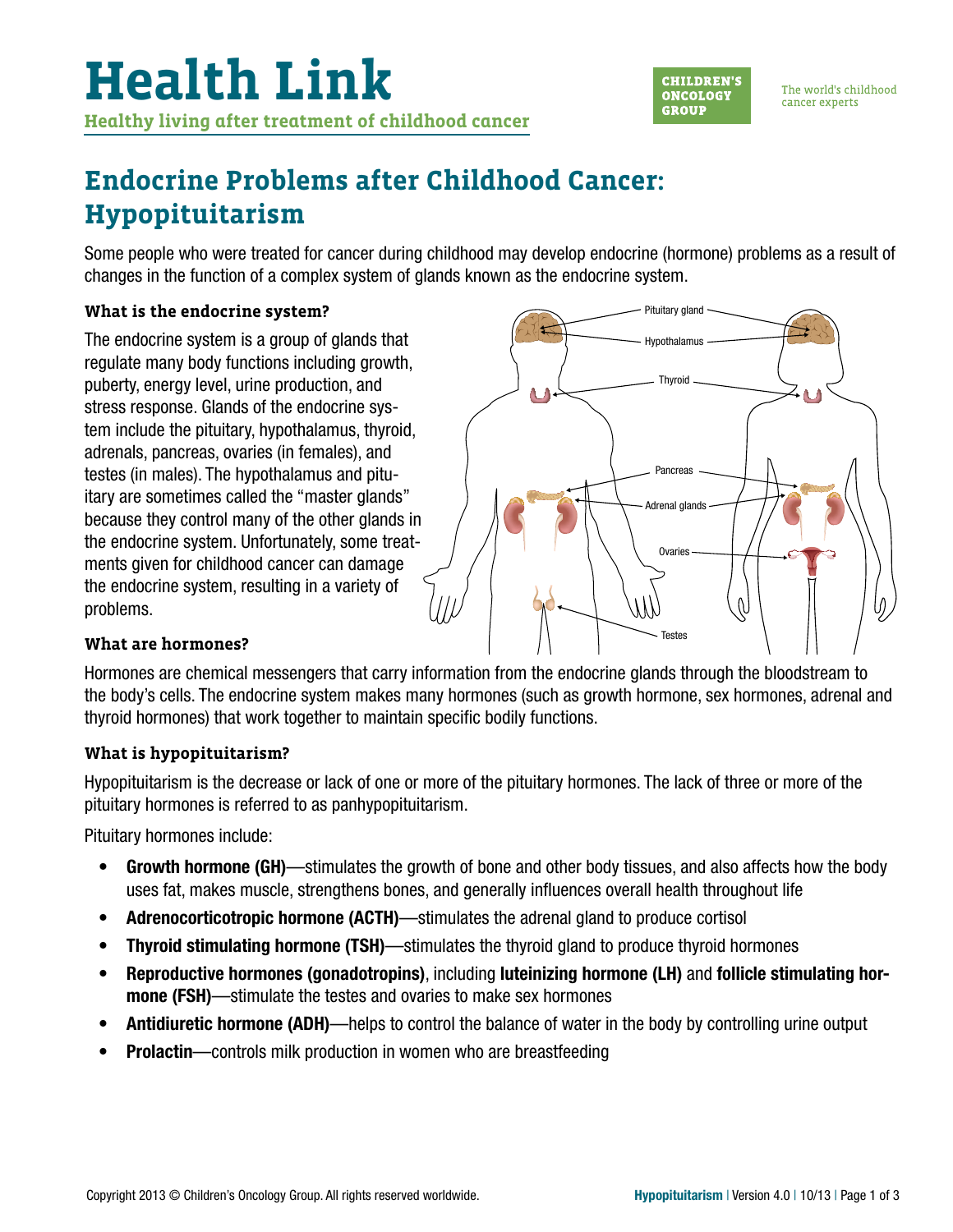# Health Link

**Healthy living after treatment of childhood cancer**

CHILDREN'S ONCOLOGY GROUP

The world's childhood cancer experts

## Endocrine Problems after Childhood Cancer: Hypopituitarism

Some people who were treated for cancer during childhood may develop endocrine (hormone) problems as a result of changes in the function of a complex system of glands known as the endocrine system.

### What is the endocrine system?

The endocrine system is a group of glands that regulate many body functions including growth, puberty, energy level, urine production, and stress response. Glands of the endocrine system include the pituitary, hypothalamus, thyroid, adrenals, pancreas, ovaries (in females), and testes (in males). The hypothalamus and pituitary are sometimes called the "master glands" because they control many of the other glands in the endocrine system. Unfortunately, some treatments given for childhood cancer can damage the endocrine system, resulting in a variety of problems.

Pituitary gland
Hypothalamus
Thyroid
Pancreas
Adrenal glands
Ovaries
Testes

### What are hormones?

Hormones are chemical messengers that carry information from the endocrine glands through the bloodstream to the body's cells. The endocrine system makes many hormones (such as growth hormone, sex hormones, adrenal and thyroid hormones) that work together to maintain specific bodily functions.

### What is hypopituitarism?

Hypopituitarism is the decrease or lack of one or more of the pituitary hormones. The lack of three or more of the pituitary hormones is referred to as panhypopituitarism.

Pituitary hormones include:

- **Growth hormone (GH)**—stimulates the growth of bone and other body tissues, and also affects how the body uses fat, makes muscle, strengthens bones, and generally influences overall health throughout life
- **Adrenocorticotropic hormone (ACTH)**—stimulates the adrenal gland to produce cortisol
- **Thyroid stimulating hormone (TSH)**—stimulates the thyroid gland to produce thyroid hormones
- **Reproductive hormones (gonadotropins)**, including **luteinizing hormone (LH)** and **follicle stimulating hormone (FSH)**—stimulate the testes and ovaries to make sex hormones
- **Antidiuretic hormone (ADH)**—helps to control the balance of water in the body by controlling urine output
- **Prolactin**—controls milk production in women who are breastfeeding

Copyright 2013 © Children's Oncology Group. All rights reserved worldwide.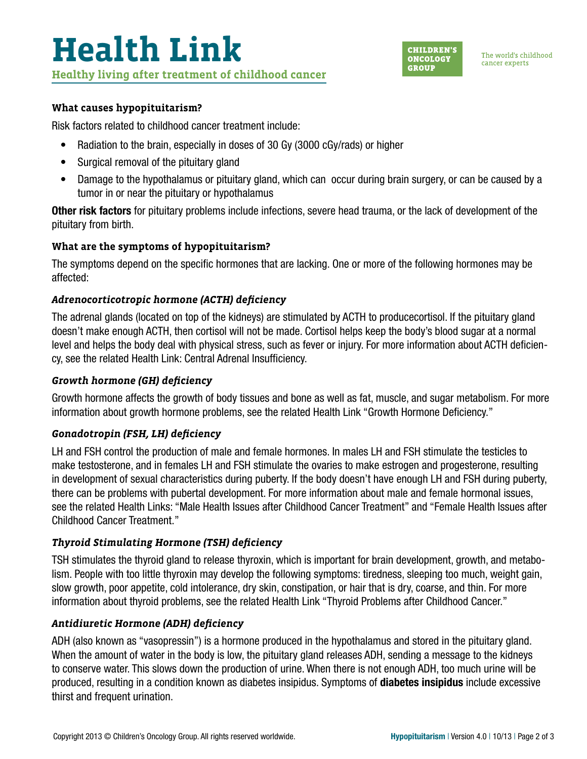### What causes hypopituitarism?

Risk factors related to childhood cancer treatment include:

- Radiation to the brain, especially in doses of 30 Gy (3000 cGy/rads) or higher
- Surgical removal of the pituitary gland
- Damage to the hypothalamus or pituitary gland, which can occur during brain surgery, or can be caused by a tumor in or near the pituitary or hypothalamus

**Other risk factors** for pituitary problems include infections, severe head trauma, or the lack of development of the pituitary from birth.

### What are the symptoms of hypopituitarism?

The symptoms depend on the specific hormones that are lacking. One or more of the following hormones may be affected:

#### *Adrenocorticotropic hormone (ACTH) deficiency*

The adrenal glands (located on top of the kidneys) are stimulated by ACTH to producecortisol. If the pituitary gland doesn't make enough ACTH, then cortisol will not be made. Cortisol helps keep the body's blood sugar at a normal level and helps the body deal with physical stress, such as fever or injury. For more information about ACTH deficiency, see the related Health Link: Central Adrenal Insufficiency.

#### *Growth hormone (GH) deficiency*

Growth hormone affects the growth of body tissues and bone as well as fat, muscle, and sugar metabolism. For more information about growth hormone problems, see the related Health Link "Growth Hormone Deficiency."

#### *Gonadotropin (FSH, LH) deficiency*

LH and FSH control the production of male and female hormones. In males LH and FSH stimulate the testicles to make testosterone, and in females LH and FSH stimulate the ovaries to make estrogen and progesterone, resulting in development of sexual characteristics during puberty. If the body doesn't have enough LH and FSH during puberty, there can be problems with pubertal development. For more information about male and female hormonal issues, see the related Health Links: "Male Health Issues after Childhood Cancer Treatment" and "Female Health Issues after Childhood Cancer Treatment."

#### *Thyroid Stimulating Hormone (TSH) deficiency*

TSH stimulates the thyroid gland to release thyroxin, which is important for brain development, growth, and metabolism. People with too little thyroxin may develop the following symptoms: tiredness, sleeping too much, weight gain, slow growth, poor appetite, cold intolerance, dry skin, constipation, or hair that is dry, coarse, and thin. For more information about thyroid problems, see the related Health Link "Thyroid Problems after Childhood Cancer."

#### *Antidiuretic Hormone (ADH) deficiency*

ADH (also known as "vasopressin") is a hormone produced in the hypothalamus and stored in the pituitary gland. When the amount of water in the body is low, the pituitary gland releases ADH, sending a message to the kidneys to conserve water. This slows down the production of urine. When there is not enough ADH, too much urine will be produced, resulting in a condition known as diabetes insipidus. Symptoms of **diabetes insipidus** include excessive thirst and frequent urination.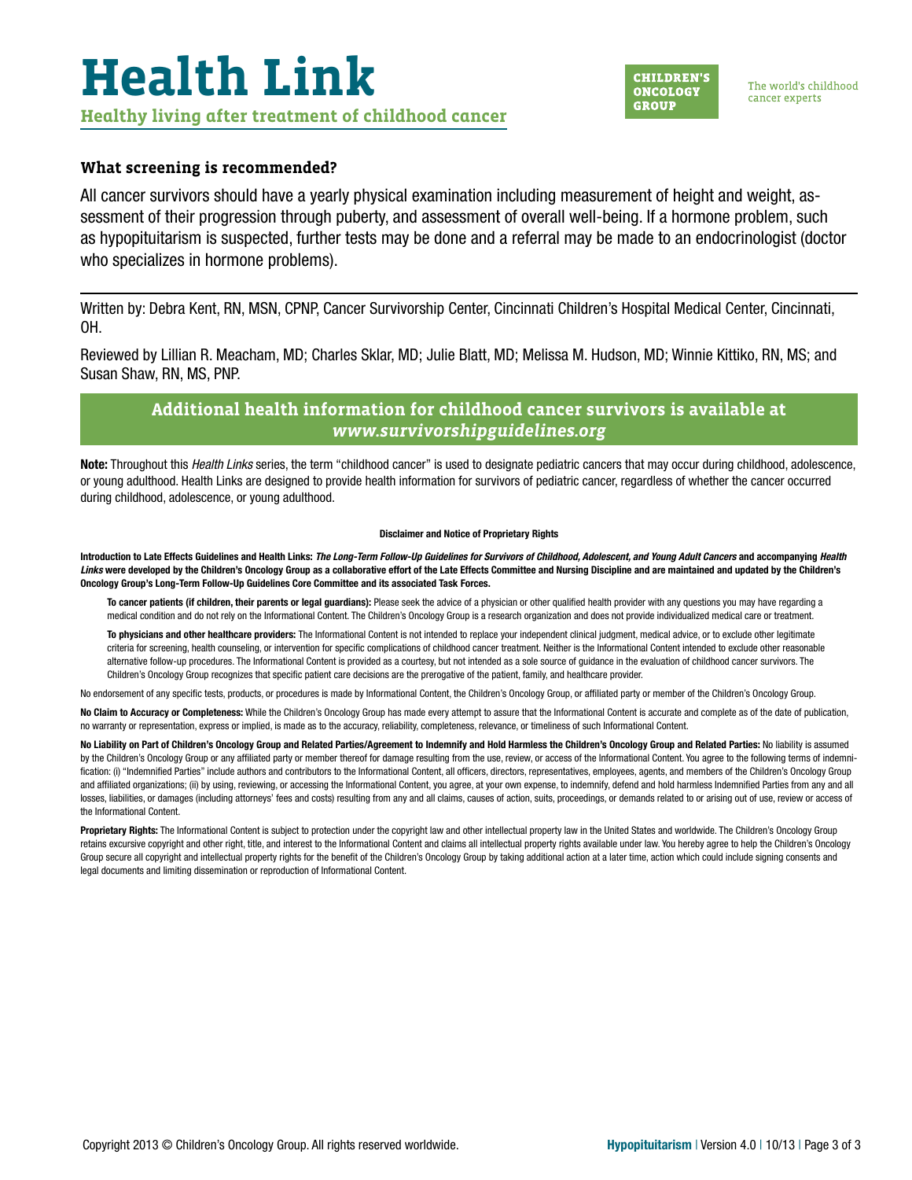### What screening is recommended?

All cancer survivors should have a yearly physical examination including measurement of height and weight, assessment of their progression through puberty, and assessment of overall well-being. If a hormone problem, such as hypopituitarism is suspected, further tests may be done and a referral may be made to an endocrinologist (doctor who specializes in hormone problems).

---

Written by: Debra Kent, RN, MSN, CPNP, Cancer Survivorship Center, Cincinnati Children's Hospital Medical Center, Cincinnati, OH.

Reviewed by Lillian R. Meacham, MD; Charles Sklar, MD; Julie Blatt, MD; Melissa M. Hudson, MD; Winnie Kittiko, RN, MS; and Susan Shaw, RN, MS, PNP.

**Additional health information for childhood cancer survivors is available at *www.survivorshipguidelines.org***

**Note:** Throughout this *Health Links* series, the term "childhood cancer" is used to designate pediatric cancers that may occur during childhood, adolescence, or young adulthood. Health Links are designed to provide health information for survivors of pediatric cancer, regardless of whether the cancer occurred during childhood, adolescence, or young adulthood.

**Disclaimer and Notice of Proprietary Rights**

**Introduction to Late Effects Guidelines and Health Links: *The Long-Term Follow-Up Guidelines for Survivors of Childhood, Adolescent, and Young Adult Cancers* and accompanying *Health Links* were developed by the Children's Oncology Group as a collaborative effort of the Late Effects Committee and Nursing Discipline and are maintained and updated by the Children's Oncology Group's Long-Term Follow-Up Guidelines Core Committee and its associated Task Forces.**

**To cancer patients (if children, their parents or legal guardians):** Please seek the advice of a physician or other qualified health provider with any questions you may have regarding a medical condition and do not rely on the Informational Content. The Children's Oncology Group is a research organization and does not provide individualized medical care or treatment.

**To physicians and other healthcare providers:** The Informational Content is not intended to replace your independent clinical judgment, medical advice, or to exclude other legitimate criteria for screening, health counseling, or intervention for specific complications of childhood cancer treatment. Neither is the Informational Content intended to exclude other reasonable alternative follow-up procedures. The Informational Content is provided as a courtesy, but not intended as a sole source of guidance in the evaluation of childhood cancer survivors. The Children's Oncology Group recognizes that specific patient care decisions are the prerogative of the patient, family, and healthcare provider.

No endorsement of any specific tests, products, or procedures is made by Informational Content, the Children's Oncology Group, or affiliated party or member of the Children's Oncology Group.

**No Claim to Accuracy or Completeness:** While the Children's Oncology Group has made every attempt to assure that the Informational Content is accurate and complete as of the date of publication, no warranty or representation, express or implied, is made as to the accuracy, reliability, completeness, relevance, or timeliness of such Informational Content.

**No Liability on Part of Children's Oncology Group and Related Parties/Agreement to Indemnify and Hold Harmless the Children's Oncology Group and Related Parties:** No liability is assumed by the Children's Oncology Group or any affiliated party or member thereof for damage resulting from the use, review, or access of the Informational Content. You agree to the following terms of indemnification: (i) "Indemnified Parties" include authors and contributors to the Informational Content, all officers, directors, representatives, employees, agents, and members of the Children's Oncology Group and affiliated organizations; (ii) by using, reviewing, or accessing the Informational Content, you agree, at your own expense, to indemnify, defend and hold harmless Indemnified Parties from any and all losses, liabilities, or damages (including attorneys' fees and costs) resulting from any and all claims, causes of action, suits, proceedings, or demands related to or arising out of use, review or access of the Informational Content.

**Proprietary Rights:** The Informational Content is subject to protection under the copyright law and other intellectual property law in the United States and worldwide. The Children's Oncology Group retains excursive copyright and other right, title, and interest to the Informational Content and claims all intellectual property rights available under law. You hereby agree to help the Children's Oncology Group secure all copyright and intellectual property rights for the benefit of the Children's Oncology Group by taking additional action at a later time, action which could include signing consents and legal documents and limiting dissemination or reproduction of Informational Content.